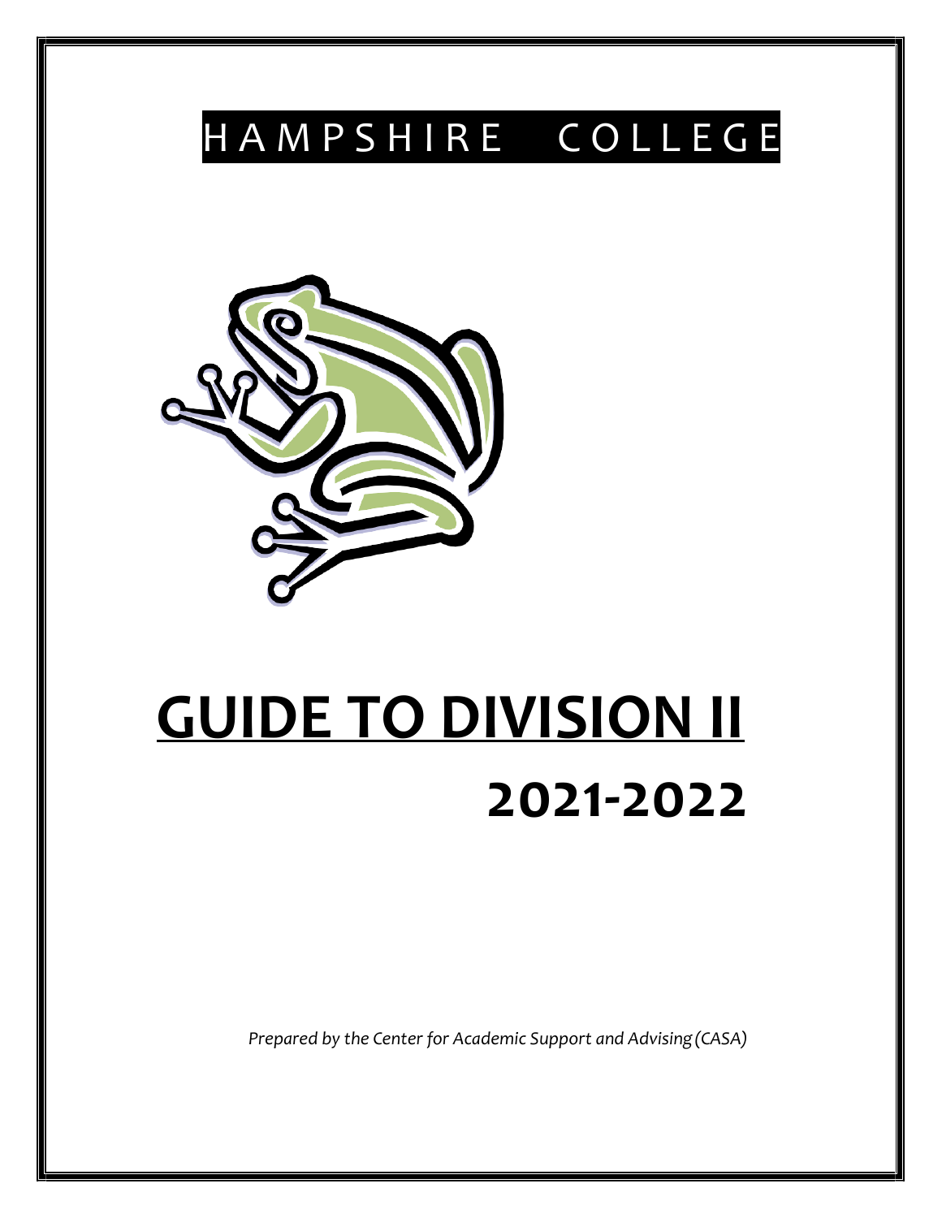# HAMPSHIRE COLLEGE

# GUIDE TO DIVISION II

## 2021-2022

*Prepared by the Center for Academic Support and Advising (CASA)*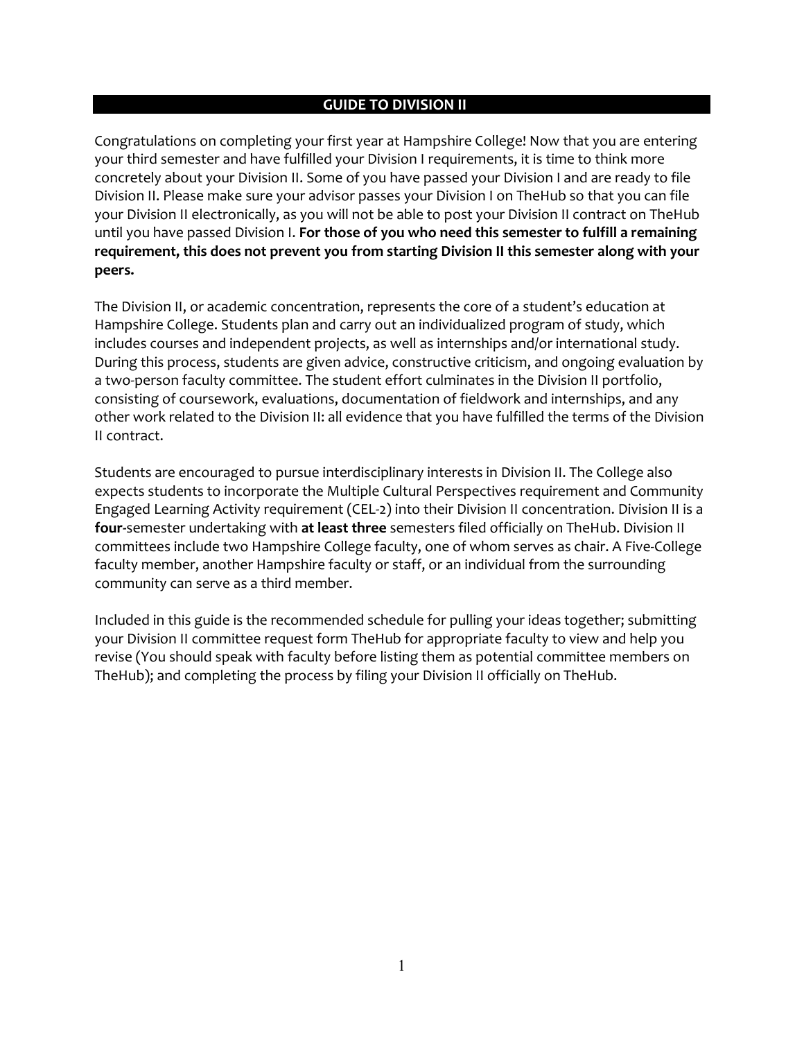# GUIDE TO DIVISION II

Congratulations on completing your first year at Hampshire College! Now that you are entering your third semester and have fulfilled your Division I requirements, it is time to think more concretely about your Division II. Some of you have passed your Division I and are ready to file Division II. Please make sure your advisor passes your Division I on TheHub so that you can file your Division II electronically, as you will not be able to post your Division II contract on TheHub until you have passed Division I. **For those of you who need this semester to fulfill a remaining requirement, this does not prevent you from starting Division II this semester along with your peers.**

The Division II, or academic concentration, represents the core of a student's education at Hampshire College. Students plan and carry out an individualized program of study, which includes courses and independent projects, as well as internships and/or international study. During this process, students are given advice, constructive criticism, and ongoing evaluation by a two-person faculty committee. The student effort culminates in the Division II portfolio, consisting of coursework, evaluations, documentation of fieldwork and internships, and any other work related to the Division II: all evidence that you have fulfilled the terms of the Division II contract.

Students are encouraged to pursue interdisciplinary interests in Division II. The College also expects students to incorporate the Multiple Cultural Perspectives requirement and Community Engaged Learning Activity requirement (CEL-2) into their Division II concentration. Division II is a **four**-semester undertaking with **at least three** semesters filed officially on TheHub. Division II committees include two Hampshire College faculty, one of whom serves as chair. A Five-College faculty member, another Hampshire faculty or staff, or an individual from the surrounding community can serve as a third member.

Included in this guide is the recommended schedule for pulling your ideas together; submitting your Division II committee request form TheHub for appropriate faculty to view and help you revise (You should speak with faculty before listing them as potential committee members on TheHub); and completing the process by filing your Division II officially on TheHub.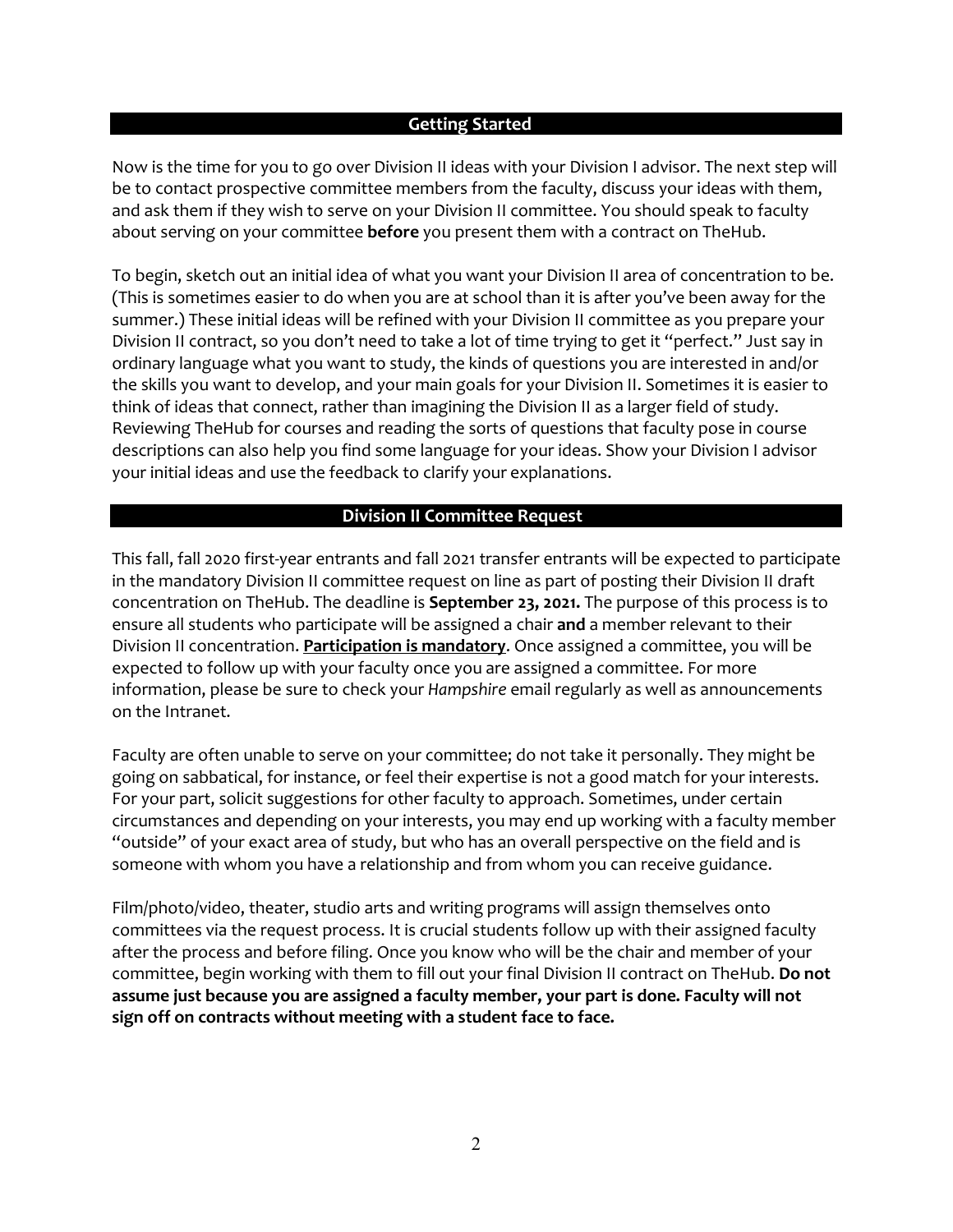## Getting Started

Now is the time for you to go over Division II ideas with your Division I advisor. The next step will be to contact prospective committee members from the faculty, discuss your ideas with them, and ask them if they wish to serve on your Division II committee. You should speak to faculty about serving on your committee **before** you present them with a contract on TheHub.

To begin, sketch out an initial idea of what you want your Division II area of concentration to be. (This is sometimes easier to do when you are at school than it is after you've been away for the summer.) These initial ideas will be refined with your Division II committee as you prepare your Division II contract, so you don't need to take a lot of time trying to get it "perfect." Just say in ordinary language what you want to study, the kinds of questions you are interested in and/or the skills you want to develop, and your main goals for your Division II. Sometimes it is easier to think of ideas that connect, rather than imagining the Division II as a larger field of study. Reviewing TheHub for courses and reading the sorts of questions that faculty pose in course descriptions can also help you find some language for your ideas. Show your Division I advisor your initial ideas and use the feedback to clarify your explanations.

## Division II Committee Request

This fall, fall 2020 first-year entrants and fall 2021 transfer entrants will be expected to participate in the mandatory Division II committee request on line as part of posting their Division II draft concentration on TheHub. The deadline is **September 23, 2021.** The purpose of this process is to ensure all students who participate will be assigned a chair **and** a member relevant to their Division II concentration. <u>**Participation is mandatory**</u>. Once assigned a committee, you will be expected to follow up with your faculty once you are assigned a committee. For more information, please be sure to check your *Hampshire* email regularly as well as announcements on the Intranet.

Faculty are often unable to serve on your committee; do not take it personally. They might be going on sabbatical, for instance, or feel their expertise is not a good match for your interests. For your part, solicit suggestions for other faculty to approach. Sometimes, under certain circumstances and depending on your interests, you may end up working with a faculty member "outside" of your exact area of study, but who has an overall perspective on the field and is someone with whom you have a relationship and from whom you can receive guidance.

Film/photo/video, theater, studio arts and writing programs will assign themselves onto committees via the request process. It is crucial students follow up with their assigned faculty after the process and before filing. Once you know who will be the chair and member of your committee, begin working with them to fill out your final Division II contract on TheHub. **Do not assume just because you are assigned a faculty member, your part is done. Faculty will not sign off on contracts without meeting with a student face to face.**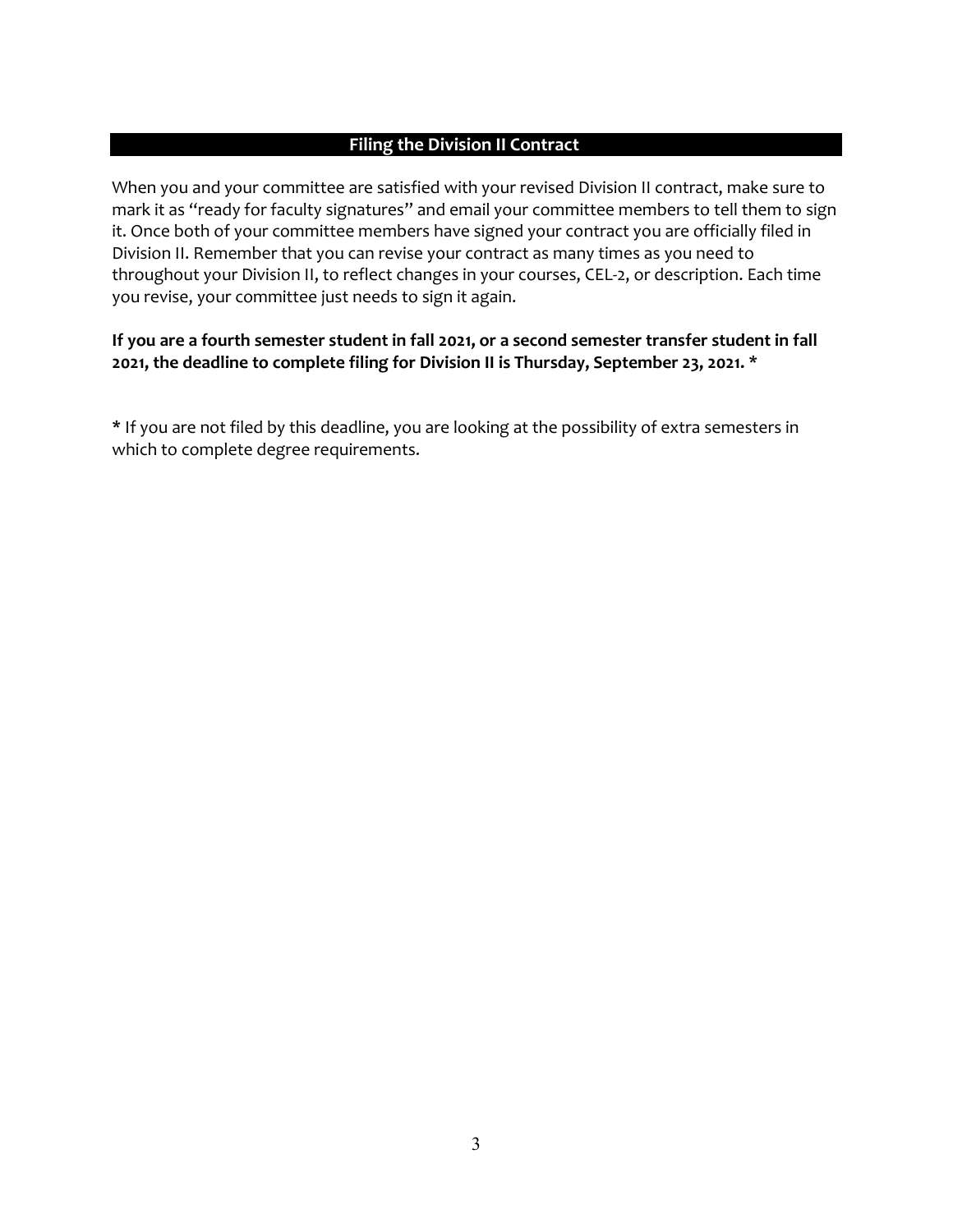## Filing the Division II Contract

When you and your committee are satisfied with your revised Division II contract, make sure to mark it as "ready for faculty signatures" and email your committee members to tell them to sign it. Once both of your committee members have signed your contract you are officially filed in Division II. Remember that you can revise your contract as many times as you need to throughout your Division II, to reflect changes in your courses, CEL-2, or description. Each time you revise, your committee just needs to sign it again.

**If you are a fourth semester student in fall 2021, or a second semester transfer student in fall 2021, the deadline to complete filing for Division II is Thursday, September 23, 2021. ***

**\*** If you are not filed by this deadline, you are looking at the possibility of extra semesters in which to complete degree requirements.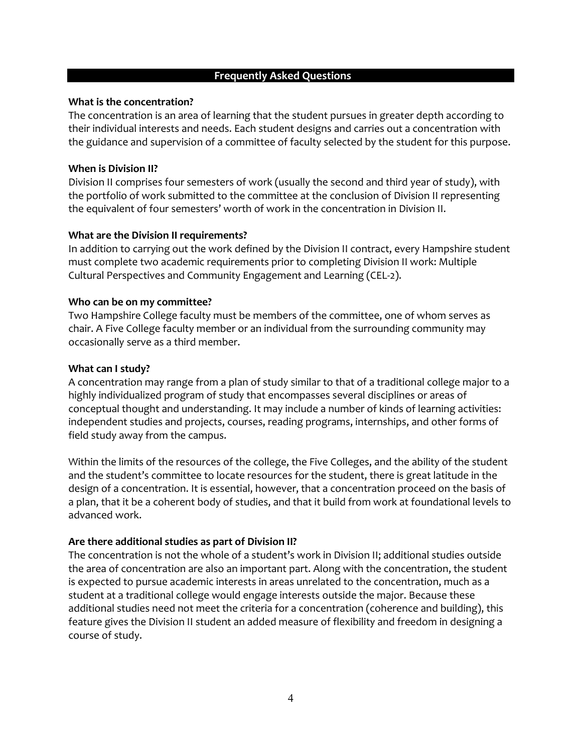## Frequently Asked Questions

**What is the concentration?**

The concentration is an area of learning that the student pursues in greater depth according to their individual interests and needs. Each student designs and carries out a concentration with the guidance and supervision of a committee of faculty selected by the student for this purpose.

**When is Division II?**

Division II comprises four semesters of work (usually the second and third year of study), with the portfolio of work submitted to the committee at the conclusion of Division II representing the equivalent of four semesters' worth of work in the concentration in Division II.

**What are the Division II requirements?**

In addition to carrying out the work defined by the Division II contract, every Hampshire student must complete two academic requirements prior to completing Division II work: Multiple Cultural Perspectives and Community Engagement and Learning (CEL-2).

**Who can be on my committee?**

Two Hampshire College faculty must be members of the committee, one of whom serves as chair. A Five College faculty member or an individual from the surrounding community may occasionally serve as a third member.

**What can I study?**

A concentration may range from a plan of study similar to that of a traditional college major to a highly individualized program of study that encompasses several disciplines or areas of conceptual thought and understanding. It may include a number of kinds of learning activities: independent studies and projects, courses, reading programs, internships, and other forms of field study away from the campus.

Within the limits of the resources of the college, the Five Colleges, and the ability of the student and the student's committee to locate resources for the student, there is great latitude in the design of a concentration. It is essential, however, that a concentration proceed on the basis of a plan, that it be a coherent body of studies, and that it build from work at foundational levels to advanced work.

**Are there additional studies as part of Division II?**

The concentration is not the whole of a student's work in Division II; additional studies outside the area of concentration are also an important part. Along with the concentration, the student is expected to pursue academic interests in areas unrelated to the concentration, much as a student at a traditional college would engage interests outside the major. Because these additional studies need not meet the criteria for a concentration (coherence and building), this feature gives the Division II student an added measure of flexibility and freedom in designing a course of study.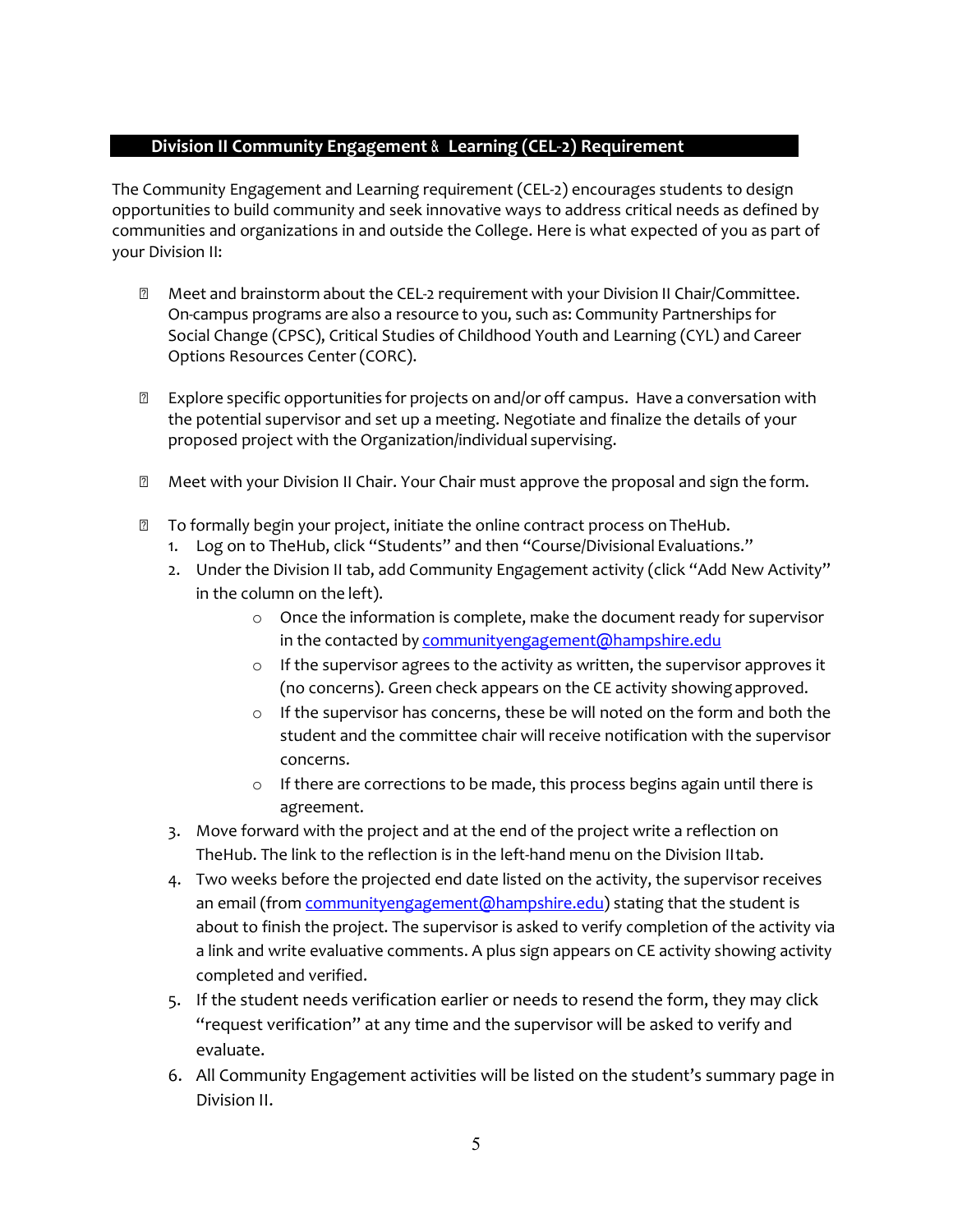## Division II Community Engagement & Learning (CEL-2) Requirement

The Community Engagement and Learning requirement (CEL-2) encourages students to design opportunities to build community and seek innovative ways to address critical needs as defined by communities and organizations in and outside the College. Here is what expected of you as part of your Division II:

- Meet and brainstorm about the CEL-2 requirement with your Division II Chair/Committee. On-campus programs are also a resource to you, such as: Community Partnerships for Social Change (CPSC), Critical Studies of Childhood Youth and Learning (CYL) and Career Options Resources Center (CORC).

- Explore specific opportunities for projects on and/or off campus. Have a conversation with the potential supervisor and set up a meeting. Negotiate and finalize the details of your proposed project with the Organization/individual supervising.

- Meet with your Division II Chair. Your Chair must approve the proposal and sign the form.

- To formally begin your project, initiate the online contract process on TheHub.
  1. Log on to TheHub, click “Students” and then “Course/Divisional Evaluations.”
  2. Under the Division II tab, add Community Engagement activity (click “Add New Activity” in the column on the left).
     - Once the information is complete, make the document ready for supervisor in the contacted by communityengagement@hampshire.edu
     - If the supervisor agrees to the activity as written, the supervisor approves it (no concerns). Green check appears on the CE activity showing approved.
     - If the supervisor has concerns, these be will noted on the form and both the student and the committee chair will receive notification with the supervisor concerns.
     - If there are corrections to be made, this process begins again until there is agreement.
  3. Move forward with the project and at the end of the project write a reflection on TheHub. The link to the reflection is in the left-hand menu on the Division II tab.
  4. Two weeks before the projected end date listed on the activity, the supervisor receives an email (from communityengagement@hampshire.edu) stating that the student is about to finish the project. The supervisor is asked to verify completion of the activity via a link and write evaluative comments. A plus sign appears on CE activity showing activity completed and verified.
  5. If the student needs verification earlier or needs to resend the form, they may click “request verification” at any time and the supervisor will be asked to verify and evaluate.
  6. All Community Engagement activities will be listed on the student’s summary page in Division II.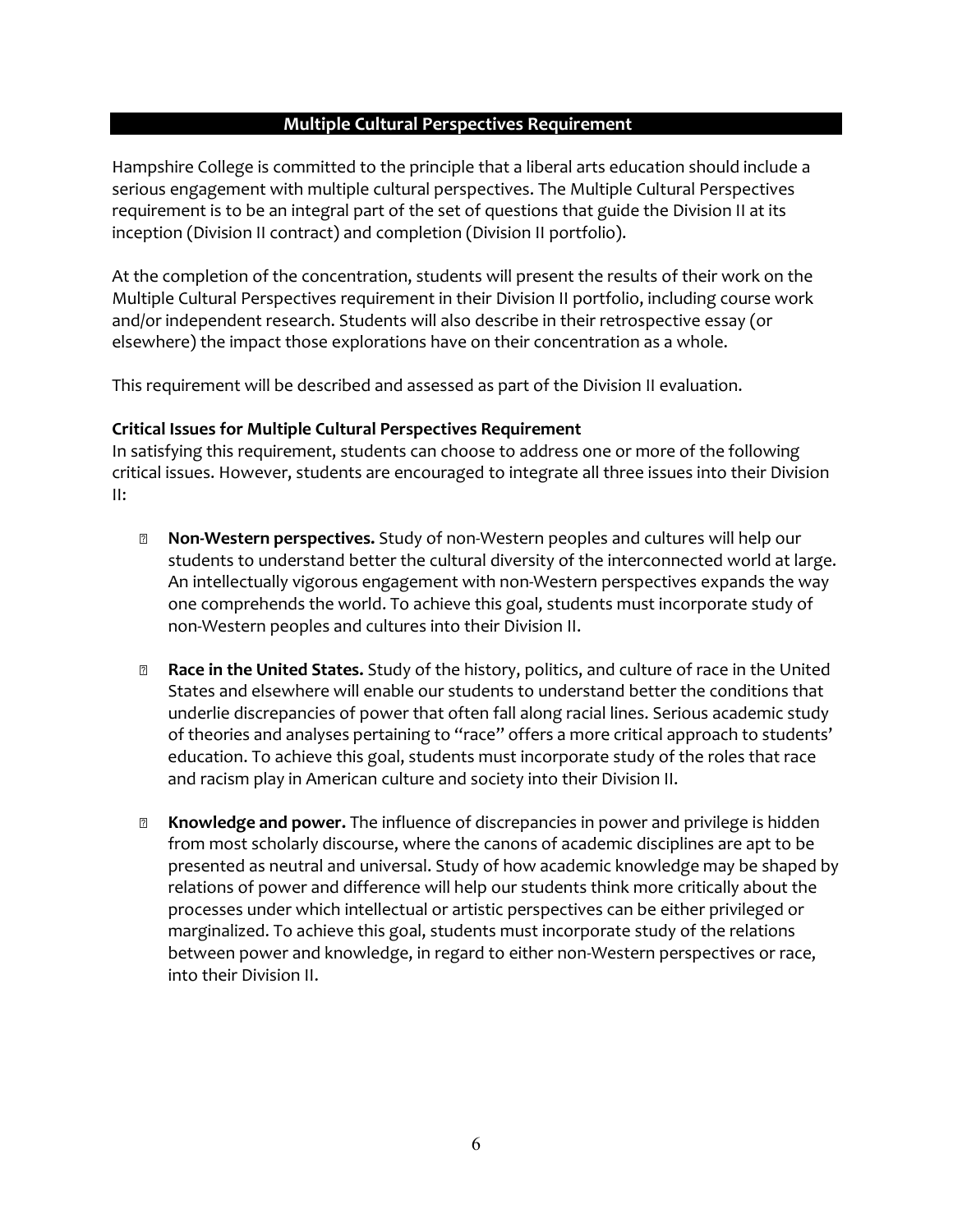## Multiple Cultural Perspectives Requirement

Hampshire College is committed to the principle that a liberal arts education should include a serious engagement with multiple cultural perspectives. The Multiple Cultural Perspectives requirement is to be an integral part of the set of questions that guide the Division II at its inception (Division II contract) and completion (Division II portfolio).

At the completion of the concentration, students will present the results of their work on the Multiple Cultural Perspectives requirement in their Division II portfolio, including course work and/or independent research. Students will also describe in their retrospective essay (or elsewhere) the impact those explorations have on their concentration as a whole.

This requirement will be described and assessed as part of the Division II evaluation.

**Critical Issues for Multiple Cultural Perspectives Requirement**
In satisfying this requirement, students can choose to address one or more of the following critical issues. However, students are encouraged to integrate all three issues into their Division II:

- **Non-Western perspectives.** Study of non-Western peoples and cultures will help our students to understand better the cultural diversity of the interconnected world at large. An intellectually vigorous engagement with non-Western perspectives expands the way one comprehends the world. To achieve this goal, students must incorporate study of non-Western peoples and cultures into their Division II.

- **Race in the United States.** Study of the history, politics, and culture of race in the United States and elsewhere will enable our students to understand better the conditions that underlie discrepancies of power that often fall along racial lines. Serious academic study of theories and analyses pertaining to "race" offers a more critical approach to students' education. To achieve this goal, students must incorporate study of the roles that race and racism play in American culture and society into their Division II.

- **Knowledge and power.** The influence of discrepancies in power and privilege is hidden from most scholarly discourse, where the canons of academic disciplines are apt to be presented as neutral and universal. Study of how academic knowledge may be shaped by relations of power and difference will help our students think more critically about the processes under which intellectual or artistic perspectives can be either privileged or marginalized. To achieve this goal, students must incorporate study of the relations between power and knowledge, in regard to either non-Western perspectives or race, into their Division II.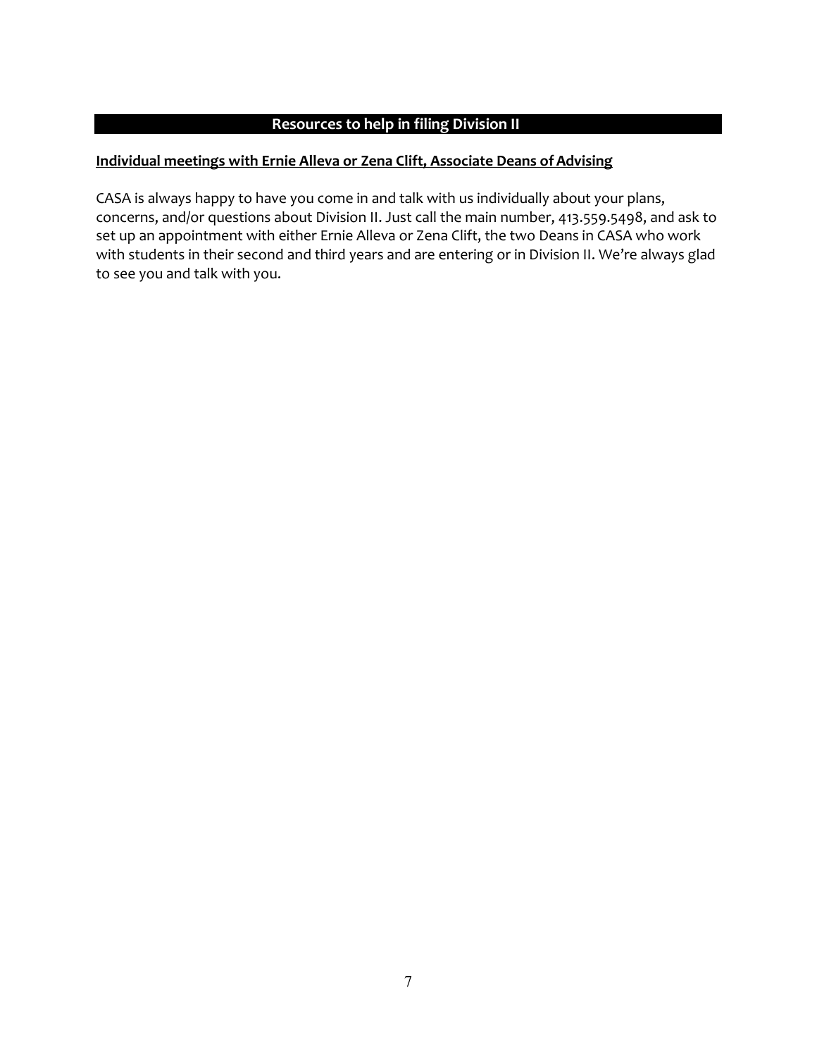## Resources to help in filing Division II

**Individual meetings with Ernie Alleva or Zena Clift, Associate Deans of Advising**

CASA is always happy to have you come in and talk with us individually about your plans, concerns, and/or questions about Division II. Just call the main number, 413.559.5498, and ask to set up an appointment with either Ernie Alleva or Zena Clift, the two Deans in CASA who work with students in their second and third years and are entering or in Division II. We're always glad to see you and talk with you.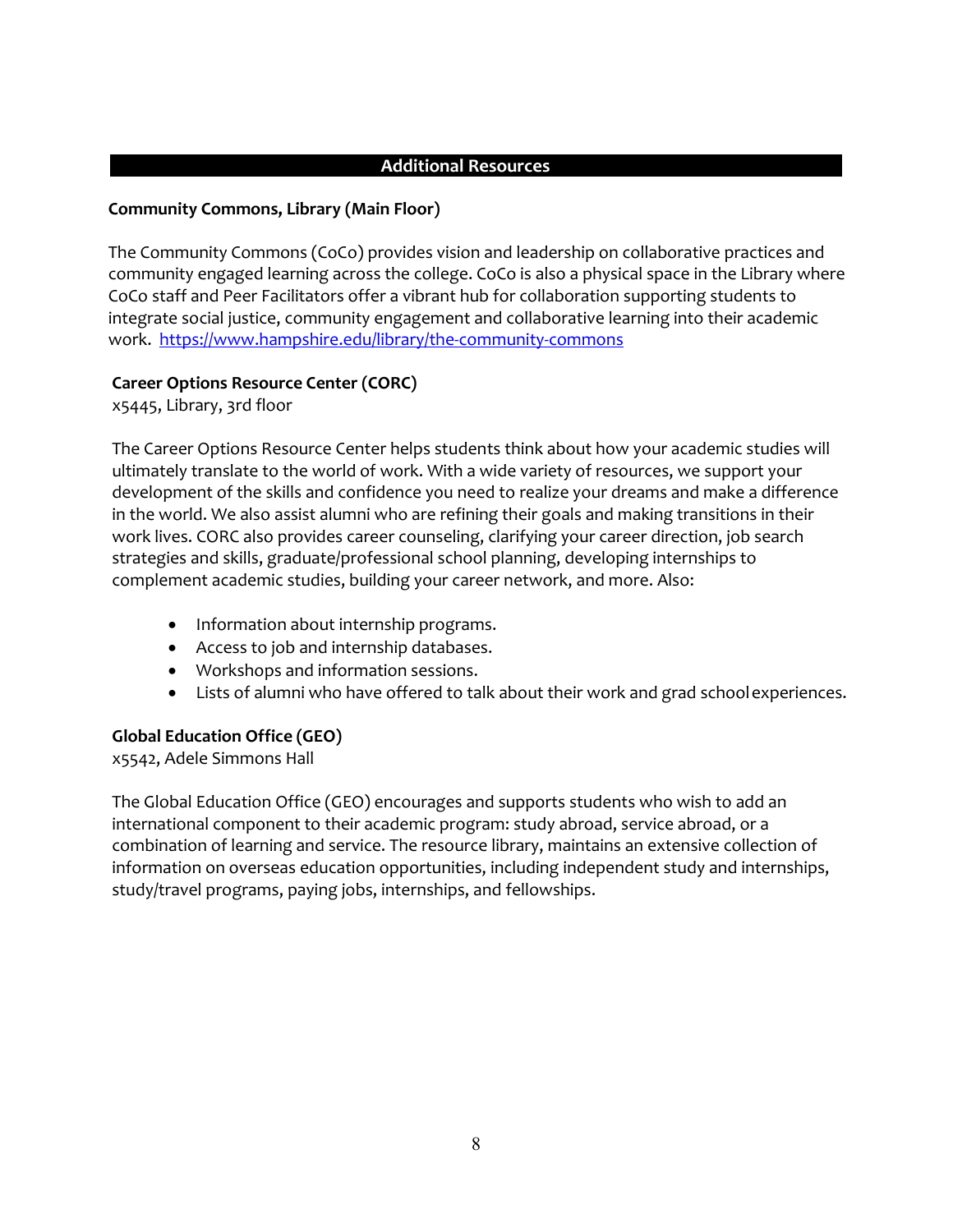## Additional Resources

**Community Commons, Library (Main Floor)**

The Community Commons (CoCo) provides vision and leadership on collaborative practices and community engaged learning across the college. CoCo is also a physical space in the Library where CoCo staff and Peer Facilitators offer a vibrant hub for collaboration supporting students to integrate social justice, community engagement and collaborative learning into their academic work. https://www.hampshire.edu/library/the-community-commons

**Career Options Resource Center (CORC)**
x5445, Library, 3rd floor

The Career Options Resource Center helps students think about how your academic studies will ultimately translate to the world of work. With a wide variety of resources, we support your development of the skills and confidence you need to realize your dreams and make a difference in the world. We also assist alumni who are refining their goals and making transitions in their work lives. CORC also provides career counseling, clarifying your career direction, job search strategies and skills, graduate/professional school planning, developing internships to complement academic studies, building your career network, and more. Also:

- Information about internship programs.
- Access to job and internship databases.
- Workshops and information sessions.
- Lists of alumni who have offered to talk about their work and grad school experiences.

**Global Education Office (GEO)**
x5542, Adele Simmons Hall

The Global Education Office (GEO) encourages and supports students who wish to add an international component to their academic program: study abroad, service abroad, or a combination of learning and service. The resource library, maintains an extensive collection of information on overseas education opportunities, including independent study and internships, study/travel programs, paying jobs, internships, and fellowships.